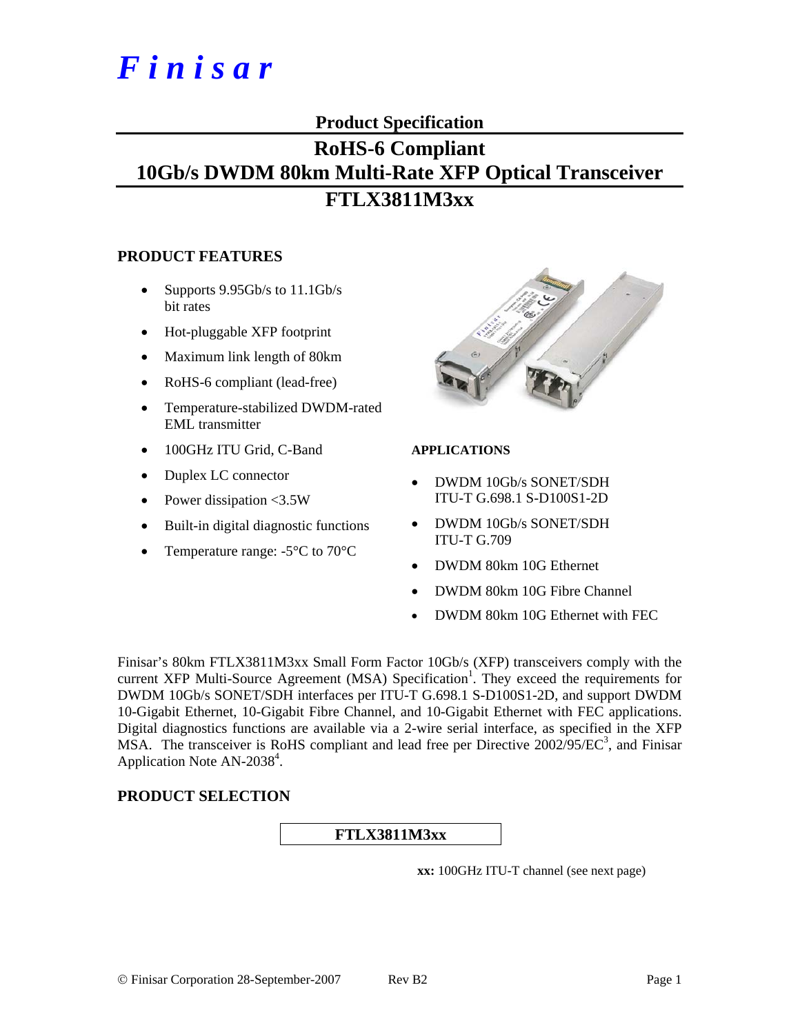# *Finisar*

## Product Specification

# RoHS-6 Compliant 10Gb/s DWDM 80km Multi-Rate XFP Optical Transceiver FTLX3811M3xx

### PRODUCT FEATURES

- Supports 9.95Gb/s to 11.1Gb/s bit rates
- Hot-pluggable XFP footprint
- Maximum link length of 80km
- RoHS-6 compliant (lead-free)
- Temperature-stabilized DWDM-rated EML transmitter
- 100GHz ITU Grid, C-Band
- Duplex LC connector
- Power dissipation <3.5W
- Built-in digital diagnostic functions
- Temperature range: -5°C to 70°C

### APPLICATIONS

- DWDM 10Gb/s SONET/SDH ITU-T G.698.1 S-D100S1-2D
- DWDM 10Gb/s SONET/SDH ITU-T G.709
- DWDM 80km 10G Ethernet
- DWDM 80km 10G Fibre Channel
- DWDM 80km 10G Ethernet with FEC

Finisar's 80km FTLX3811M3xx Small Form Factor 10Gb/s (XFP) transceivers comply with the current XFP Multi-Source Agreement (MSA) Specification[1]. They exceed the requirements for DWDM 10Gb/s SONET/SDH interfaces per ITU-T G.698.1 S-D100S1-2D, and support DWDM 10-Gigabit Ethernet, 10-Gigabit Fibre Channel, and 10-Gigabit Ethernet with FEC applications. Digital diagnostics functions are available via a 2-wire serial interface, as specified in the XFP MSA. The transceiver is RoHS compliant and lead free per Directive 2002/95/EC[3], and Finisar Application Note AN-2038[4].

### PRODUCT SELECTION

| FTLX3811M3xx |
|---|

**xx:** 100GHz ITU-T channel (see next page)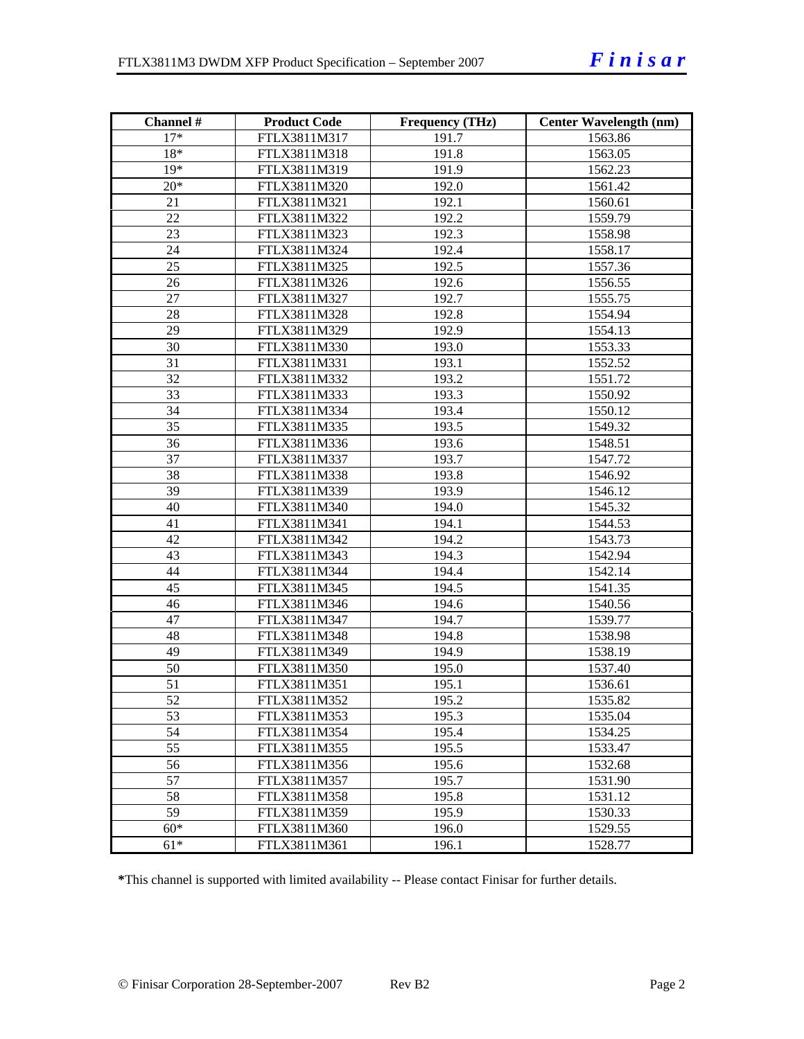| Channel # | Product Code | Frequency (THz) | Center Wavelength (nm) |
|---|---|---|---|
| 17* | FTLX3811M317 | 191.7 | 1563.86 |
| 18* | FTLX3811M318 | 191.8 | 1563.05 |
| 19* | FTLX3811M319 | 191.9 | 1562.23 |
| 20* | FTLX3811M320 | 192.0 | 1561.42 |
| 21 | FTLX3811M321 | 192.1 | 1560.61 |
| 22 | FTLX3811M322 | 192.2 | 1559.79 |
| 23 | FTLX3811M323 | 192.3 | 1558.98 |
| 24 | FTLX3811M324 | 192.4 | 1558.17 |
| 25 | FTLX3811M325 | 192.5 | 1557.36 |
| 26 | FTLX3811M326 | 192.6 | 1556.55 |
| 27 | FTLX3811M327 | 192.7 | 1555.75 |
| 28 | FTLX3811M328 | 192.8 | 1554.94 |
| 29 | FTLX3811M329 | 192.9 | 1554.13 |
| 30 | FTLX3811M330 | 193.0 | 1553.33 |
| 31 | FTLX3811M331 | 193.1 | 1552.52 |
| 32 | FTLX3811M332 | 193.2 | 1551.72 |
| 33 | FTLX3811M333 | 193.3 | 1550.92 |
| 34 | FTLX3811M334 | 193.4 | 1550.12 |
| 35 | FTLX3811M335 | 193.5 | 1549.32 |
| 36 | FTLX3811M336 | 193.6 | 1548.51 |
| 37 | FTLX3811M337 | 193.7 | 1547.72 |
| 38 | FTLX3811M338 | 193.8 | 1546.92 |
| 39 | FTLX3811M339 | 193.9 | 1546.12 |
| 40 | FTLX3811M340 | 194.0 | 1545.32 |
| 41 | FTLX3811M341 | 194.1 | 1544.53 |
| 42 | FTLX3811M342 | 194.2 | 1543.73 |
| 43 | FTLX3811M343 | 194.3 | 1542.94 |
| 44 | FTLX3811M344 | 194.4 | 1542.14 |
| 45 | FTLX3811M345 | 194.5 | 1541.35 |
| 46 | FTLX3811M346 | 194.6 | 1540.56 |
| 47 | FTLX3811M347 | 194.7 | 1539.77 |
| 48 | FTLX3811M348 | 194.8 | 1538.98 |
| 49 | FTLX3811M349 | 194.9 | 1538.19 |
| 50 | FTLX3811M350 | 195.0 | 1537.40 |
| 51 | FTLX3811M351 | 195.1 | 1536.61 |
| 52 | FTLX3811M352 | 195.2 | 1535.82 |
| 53 | FTLX3811M353 | 195.3 | 1535.04 |
| 54 | FTLX3811M354 | 195.4 | 1534.25 |
| 55 | FTLX3811M355 | 195.5 | 1533.47 |
| 56 | FTLX3811M356 | 195.6 | 1532.68 |
| 57 | FTLX3811M357 | 195.7 | 1531.90 |
| 58 | FTLX3811M358 | 195.8 | 1531.12 |
| 59 | FTLX3811M359 | 195.9 | 1530.33 |
| 60* | FTLX3811M360 | 196.0 | 1529.55 |
| 61* | FTLX3811M361 | 196.1 | 1528.77 |

***This channel is supported with limited availability -- Please contact Finisar for further details.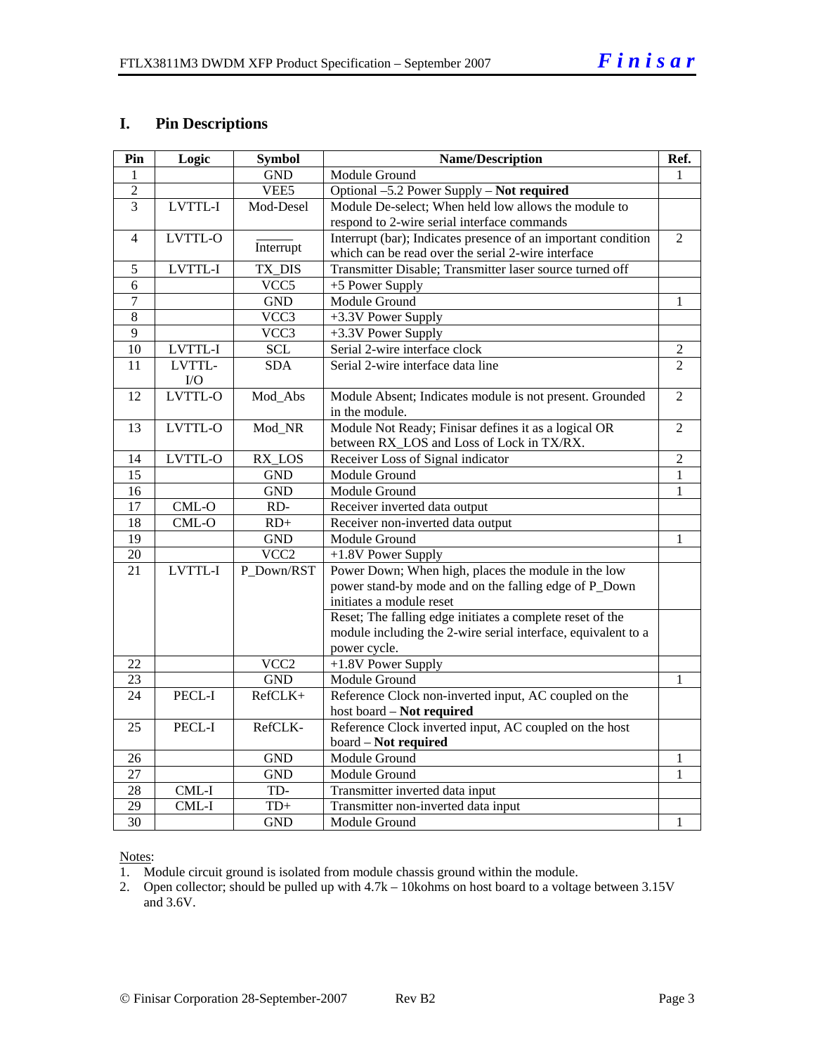## I. Pin Descriptions

| Pin | Logic | Symbol | Name/Description | Ref. |
|---|---|---|---|---|
| 1 | | GND | Module Ground | 1 |
| 2 | | VEE5 | Optional –5.2 Power Supply – **Not required** | |
| 3 | LVTTL-I | Mod-Desel | Module De-select; When held low allows the module to respond to 2-wire serial interface commands | |
| 4 | LVTTL-O | $\overline{\text{Interrupt}}$ | Interrupt (bar); Indicates presence of an important condition which can be read over the serial 2-wire interface | 2 |
| 5 | LVTTL-I | TX_DIS | Transmitter Disable; Transmitter laser source turned off | |
| 6 | | VCC5 | +5 Power Supply | |
| 7 | | GND | Module Ground | 1 |
| 8 | | VCC3 | +3.3V Power Supply | |
| 9 | | VCC3 | +3.3V Power Supply | |
| 10 | LVTTL-I | SCL | Serial 2-wire interface clock | 2 |
| 11 | LVTTL-I/O | SDA | Serial 2-wire interface data line | 2 |
| 12 | LVTTL-O | Mod_Abs | Module Absent; Indicates module is not present. Grounded in the module. | 2 |
| 13 | LVTTL-O | Mod_NR | Module Not Ready; Finisar defines it as a logical OR between RX_LOS and Loss of Lock in TX/RX. | 2 |
| 14 | LVTTL-O | RX_LOS | Receiver Loss of Signal indicator | 2 |
| 15 | | GND | Module Ground | 1 |
| 16 | | GND | Module Ground | 1 |
| 17 | CML-O | RD- | Receiver inverted data output | |
| 18 | CML-O | RD+ | Receiver non-inverted data output | |
| 19 | | GND | Module Ground | 1 |
| 20 | | VCC2 | +1.8V Power Supply | |
| 21 | LVTTL-I | P_Down/RST | Power Down; When high, places the module in the low power stand-by mode and on the falling edge of P_Down initiates a module reset | |
| | | | Reset; The falling edge initiates a complete reset of the module including the 2-wire serial interface, equivalent to a power cycle. | |
| 22 | | VCC2 | +1.8V Power Supply | |
| 23 | | GND | Module Ground | 1 |
| 24 | PECL-I | RefCLK+ | Reference Clock non-inverted input, AC coupled on the host board – **Not required** | |
| 25 | PECL-I | RefCLK- | Reference Clock inverted input, AC coupled on the host board – **Not required** | |
| 26 | | GND | Module Ground | 1 |
| 27 | | GND | Module Ground | 1 |
| 28 | CML-I | TD- | Transmitter inverted data input | |
| 29 | CML-I | TD+ | Transmitter non-inverted data input | |
| 30 | | GND | Module Ground | 1 |

Notes:

1. Module circuit ground is isolated from module chassis ground within the module.
2. Open collector; should be pulled up with 4.7k – 10kohms on host board to a voltage between 3.15V and 3.6V.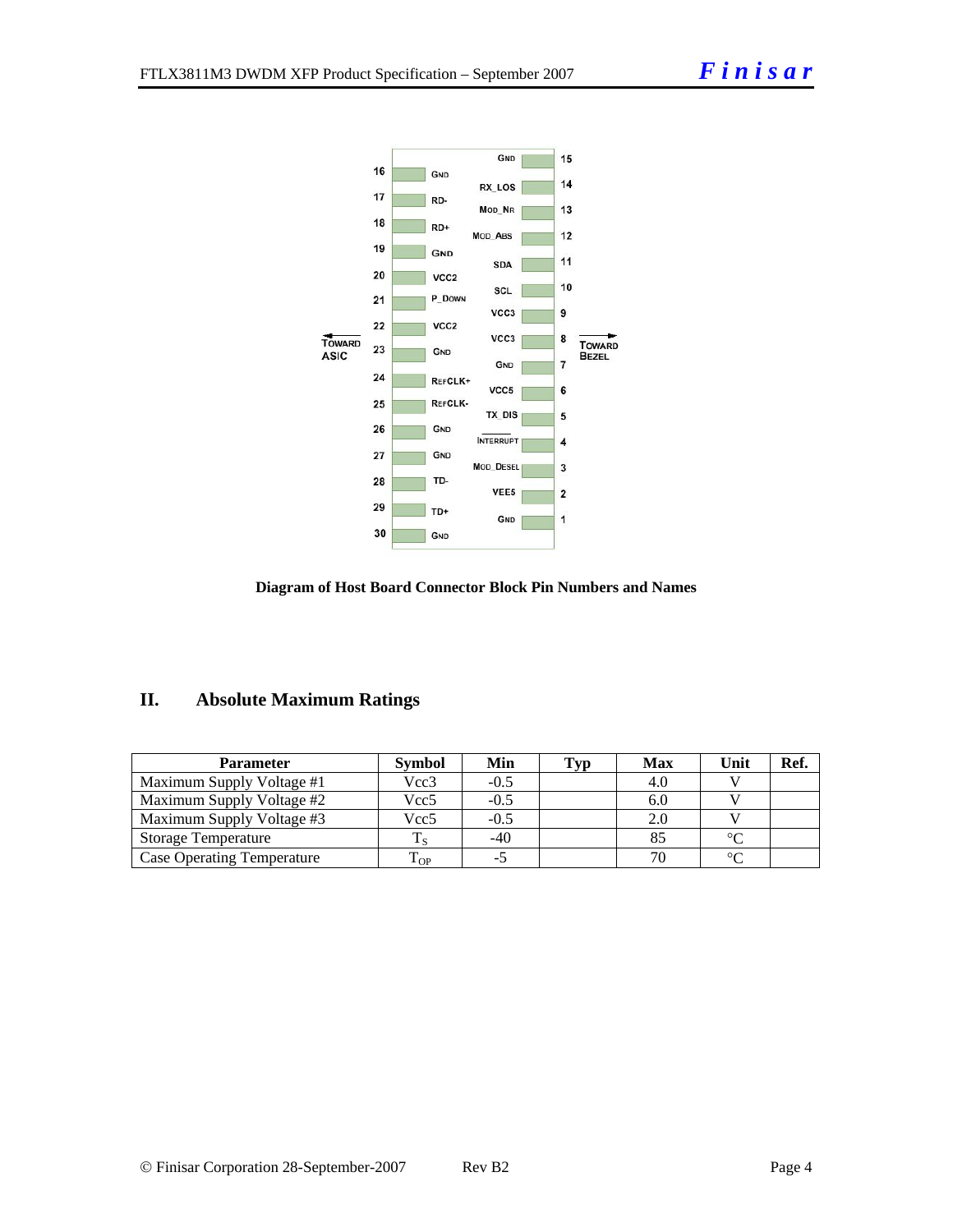Diagram of Host Board Connector Block Pin Numbers and Names

## II. Absolute Maximum Ratings

| Parameter | Symbol | Min | Typ | Max | Unit | Ref. |
|---|---|---|---|---|---|---|
| Maximum Supply Voltage #1 | Vcc3 | -0.5 | | 4.0 | V | |
| Maximum Supply Voltage #2 | Vcc5 | -0.5 | | 6.0 | V | |
| Maximum Supply Voltage #3 | Vcc5 | -0.5 | | 2.0 | V | |
| Storage Temperature | $T_S$ | -40 | | 85 | °C | |
| Case Operating Temperature | $T_{OP}$ | -5 | | 70 | °C | |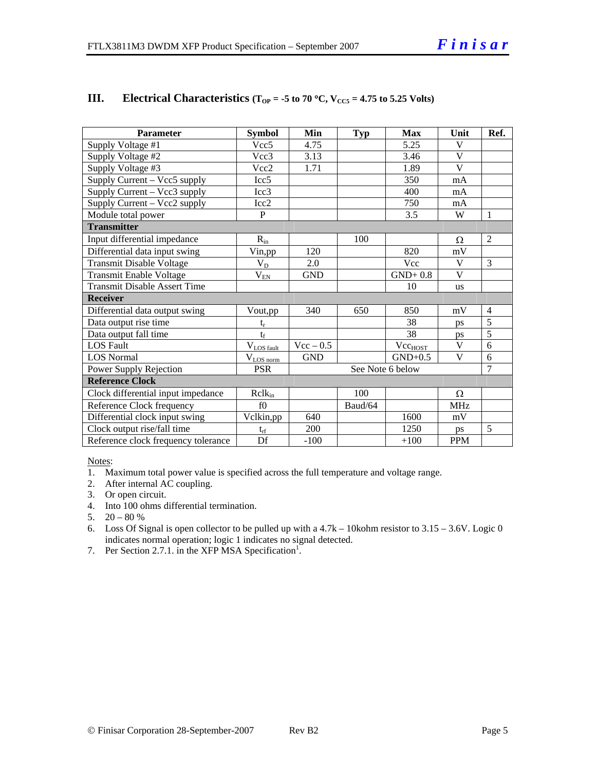## III. Electrical Characteristics ($T_{OP}$ = -5 to 70 °C, $V_{CC5}$ = 4.75 to 5.25 Volts)

| Parameter | Symbol | Min | Typ | Max | Unit | Ref. |
|---|---|---|---|---|---|---|
| Supply Voltage #1 | Vcc5 | 4.75 | | 5.25 | V | |
| Supply Voltage #2 | Vcc3 | 3.13 | | 3.46 | V | |
| Supply Voltage #3 | Vcc2 | 1.71 | | 1.89 | V | |
| Supply Current – Vcc5 supply | Icc5 | | | 350 | mA | |
| Supply Current – Vcc3 supply | Icc3 | | | 400 | mA | |
| Supply Current – Vcc2 supply | Icc2 | | | 750 | mA | |
| Module total power | P | | | 3.5 | W | 1 |
| **Transmitter** | | | | | | |
| Input differential impedance | $R_{in}$ | | 100 | | Ω | 2 |
| Differential data input swing | Vin,pp | 120 | | 820 | mV | |
| Transmit Disable Voltage | $V_D$ | 2.0 | | Vcc | V | 3 |
| Transmit Enable Voltage | $V_{EN}$ | GND | | GND+ 0.8 | V | |
| Transmit Disable Assert Time | | | | 10 | us | |
| **Receiver** | | | | | | |
| Differential data output swing | Vout,pp | 340 | 650 | 850 | mV | 4 |
| Data output rise time | $t_r$ | | | 38 | ps | 5 |
| Data output fall time | $t_f$ | | | 38 | ps | 5 |
| LOS Fault | $V_{LOS\ fault}$ | Vcc – 0.5 | | $Vcc_{HOST}$ | V | 6 |
| LOS Normal | $V_{LOS\ norm}$ | GND | | GND+0.5 | V | 6 |
| Power Supply Rejection | PSR | See Note 6 below | | | | 7 |
| **Reference Clock** | | | | | | |
| Clock differential input impedance | $Rclk_{in}$ | | 100 | | Ω | |
| Reference Clock frequency | f0 | | Baud/64 | | MHz | |
| Differential clock input swing | Vclkin,pp | 640 | | 1600 | mV | |
| Clock output rise/fall time | $t_{rf}$ | 200 | | 1250 | ps | 5 |
| Reference clock frequency tolerance | Df | -100 | | +100 | PPM | |

Notes:

1. Maximum total power value is specified across the full temperature and voltage range.
2. After internal AC coupling.
3. Or open circuit.
4. Into 100 ohms differential termination.
5. 20 – 80 %
6. Loss Of Signal is open collector to be pulled up with a 4.7k – 10kohm resistor to 3.15 – 3.6V. Logic 0 indicates normal operation; logic 1 indicates no signal detected.
7. Per Section 2.7.1. in the XFP MSA Specification[1].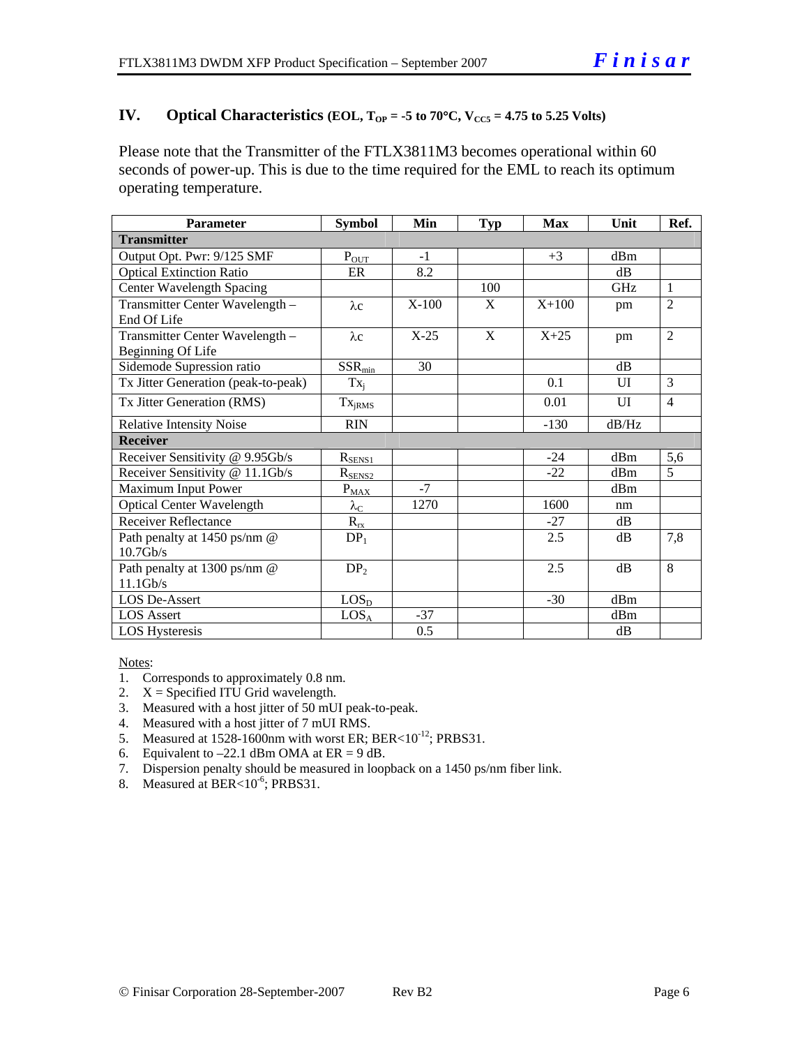## IV. Optical Characteristics (EOL, $T_{OP}$ = -5 to 70°C, $V_{CC5}$ = 4.75 to 5.25 Volts)

Please note that the Transmitter of the FTLX3811M3 becomes operational within 60 seconds of power-up. This is due to the time required for the EML to reach its optimum operating temperature.

| Parameter | Symbol | Min | Typ | Max | Unit | Ref. |
|---|---|---|---|---|---|---|
| **Transmitter** | | | | | | |
| Output Opt. Pwr: 9/125 SMF | $P_{OUT}$ | -1 | | +3 | dBm | |
| Optical Extinction Ratio | ER | 8.2 | | | dB | |
| Center Wavelength Spacing | | | 100 | | GHz | 1 |
| Transmitter Center Wavelength – End Of Life | $\lambda c$ | X-100 | X | X+100 | pm | 2 |
| Transmitter Center Wavelength – Beginning Of Life | $\lambda c$ | X-25 | X | X+25 | pm | 2 |
| Sidemode Supression ratio | $SSR_{min}$ | 30 | | | dB | |
| Tx Jitter Generation (peak-to-peak) | $Tx_j$ | | | 0.1 | UI | 3 |
| Tx Jitter Generation (RMS) | $Tx_{jRMS}$ | | | 0.01 | UI | 4 |
| Relative Intensity Noise | RIN | | | -130 | dB/Hz | |
| **Receiver** | | | | | | |
| Receiver Sensitivity @ 9.95Gb/s | $R_{SENS1}$ | | | -24 | dBm | 5,6 |
| Receiver Sensitivity @ 11.1Gb/s | $R_{SENS2}$ | | | -22 | dBm | 5 |
| Maximum Input Power | $P_{MAX}$ | -7 | | | dBm | |
| Optical Center Wavelength | $\lambda_C$ | 1270 | | 1600 | nm | |
| Receiver Reflectance | $R_{rx}$ | | | -27 | dB | |
| Path penalty at 1450 ps/nm @ 10.7Gb/s | $DP_1$ | | | 2.5 | dB | 7,8 |
| Path penalty at 1300 ps/nm @ 11.1Gb/s | $DP_2$ | | | 2.5 | dB | 8 |
| LOS De-Assert | $LOS_D$ | | | -30 | dBm | |
| LOS Assert | $LOS_A$ | -37 | | | dBm | |
| LOS Hysteresis | | 0.5 | | | dB | |

Notes:

1. Corresponds to approximately 0.8 nm.
2. X = Specified ITU Grid wavelength.
3. Measured with a host jitter of 50 mUI peak-to-peak.
4. Measured with a host jitter of 7 mUI RMS.
5. Measured at 1528-1600nm with worst ER; BER<$10^{-12}$; PRBS31.
6. Equivalent to –22.1 dBm OMA at ER = 9 dB.
7. Dispersion penalty should be measured in loopback on a 1450 ps/nm fiber link.
8. Measured at BER<$10^{-6}$; PRBS31.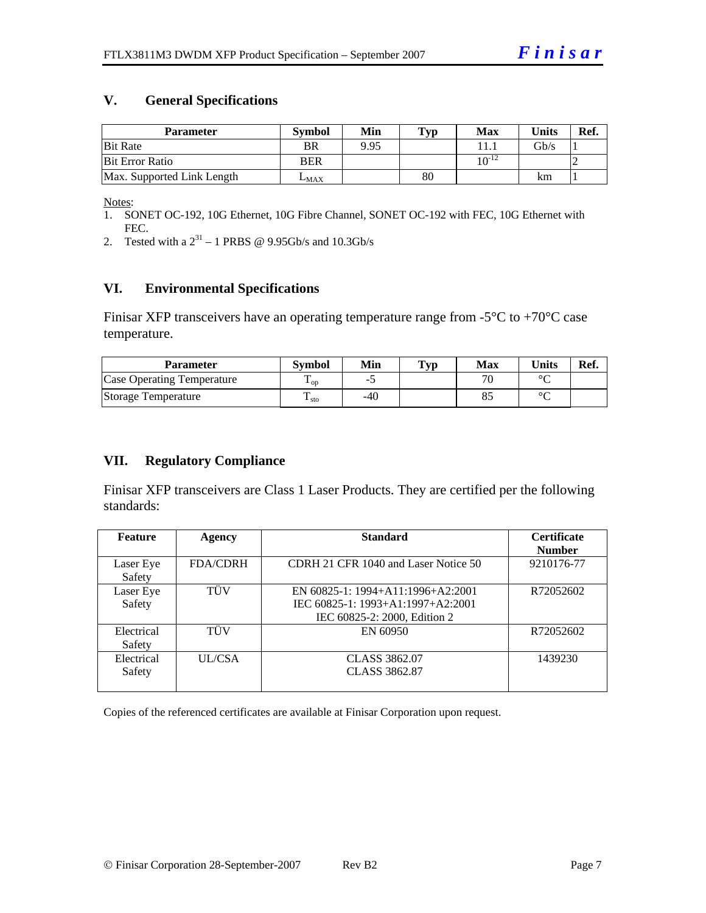## V. General Specifications

| Parameter | Symbol | Min | Typ | Max | Units | Ref. |
|---|---|---|---|---|---|---|
| Bit Rate | BR | 9.95 | | 11.1 | Gb/s | 1 |
| Bit Error Ratio | BER | | | $10^{-12}$ | | 2 |
| Max. Supported Link Length | $L_{MAX}$ | | 80 | | km | 1 |

Notes:

1. SONET OC-192, 10G Ethernet, 10G Fibre Channel, SONET OC-192 with FEC, 10G Ethernet with FEC.
2. Tested with a $2^{31} - 1$ PRBS @ 9.95Gb/s and 10.3Gb/s

## VI. Environmental Specifications

Finisar XFP transceivers have an operating temperature range from -5°C to +70°C case temperature.

| Parameter | Symbol | Min | Typ | Max | Units | Ref. |
|---|---|---|---|---|---|---|
| Case Operating Temperature | $T_{op}$ | -5 | | 70 | °C | |
| Storage Temperature | $T_{sto}$ | -40 | | 85 | °C | |

## VII. Regulatory Compliance

Finisar XFP transceivers are Class 1 Laser Products. They are certified per the following standards:

| Feature | Agency | Standard | Certificate Number |
|---|---|---|---|
| Laser Eye Safety | FDA/CDRH | CDRH 21 CFR 1040 and Laser Notice 50 | 9210176-77 |
| Laser Eye Safety | TÜV | EN 60825-1: 1994+A11:1996+A2:2001<br>IEC 60825-1: 1993+A1:1997+A2:2001<br>IEC 60825-2: 2000, Edition 2 | R72052602 |
| Electrical Safety | TÜV | EN 60950 | R72052602 |
| Electrical Safety | UL/CSA | CLASS 3862.07<br>CLASS 3862.87 | 1439230 |

Copies of the referenced certificates are available at Finisar Corporation upon request.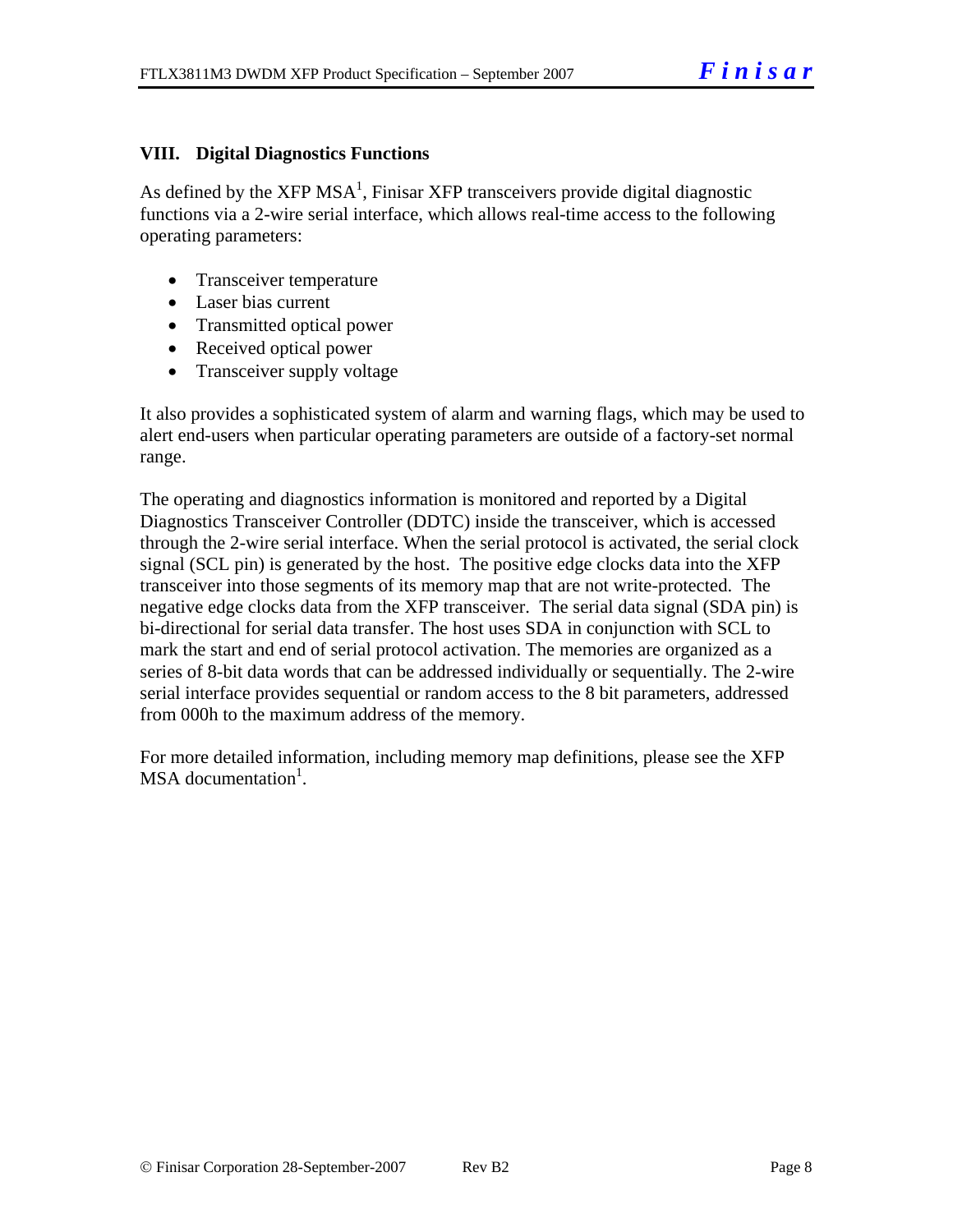## VIII. Digital Diagnostics Functions

As defined by the XFP MSA[1], Finisar XFP transceivers provide digital diagnostic functions via a 2-wire serial interface, which allows real-time access to the following operating parameters:

- Transceiver temperature
- Laser bias current
- Transmitted optical power
- Received optical power
- Transceiver supply voltage

It also provides a sophisticated system of alarm and warning flags, which may be used to alert end-users when particular operating parameters are outside of a factory-set normal range.

The operating and diagnostics information is monitored and reported by a Digital Diagnostics Transceiver Controller (DDTC) inside the transceiver, which is accessed through the 2-wire serial interface. When the serial protocol is activated, the serial clock signal (SCL pin) is generated by the host. The positive edge clocks data into the XFP transceiver into those segments of its memory map that are not write-protected. The negative edge clocks data from the XFP transceiver. The serial data signal (SDA pin) is bi-directional for serial data transfer. The host uses SDA in conjunction with SCL to mark the start and end of serial protocol activation. The memories are organized as a series of 8-bit data words that can be addressed individually or sequentially. The 2-wire serial interface provides sequential or random access to the 8 bit parameters, addressed from 000h to the maximum address of the memory.

For more detailed information, including memory map definitions, please see the XFP MSA documentation[1].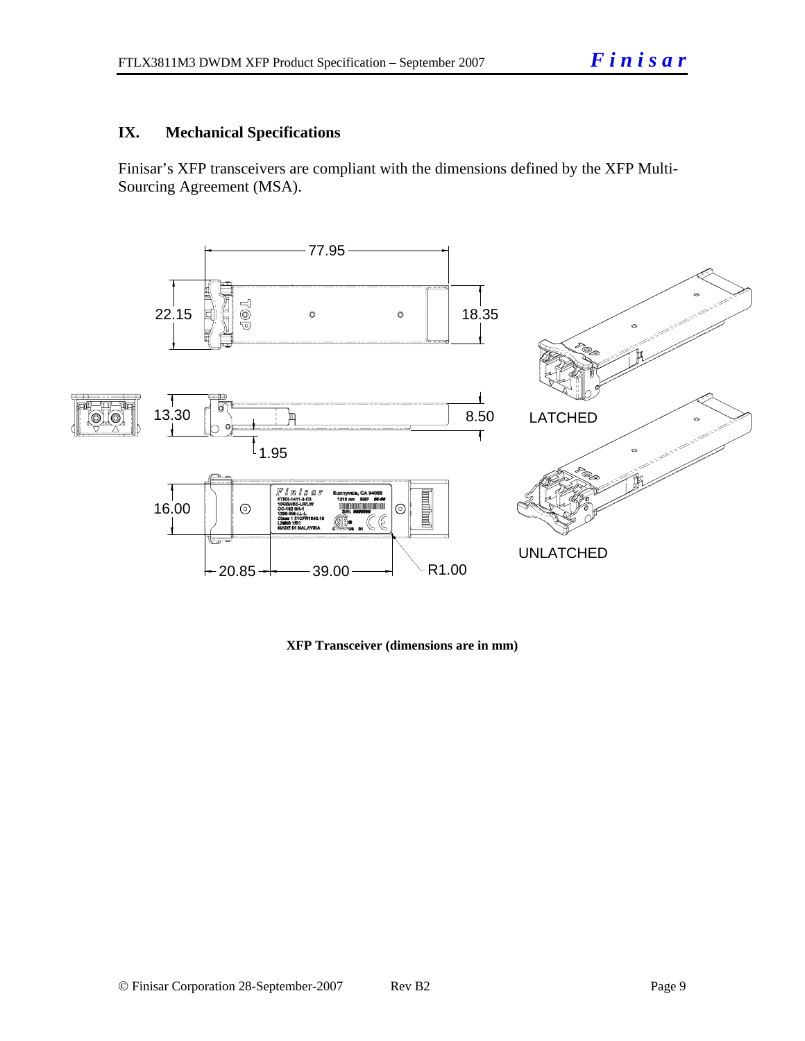## IX. Mechanical Specifications

Finisar's XFP transceivers are compliant with the dimensions defined by the XFP Multi-Sourcing Agreement (MSA).

**XFP Transceiver (dimensions are in mm)**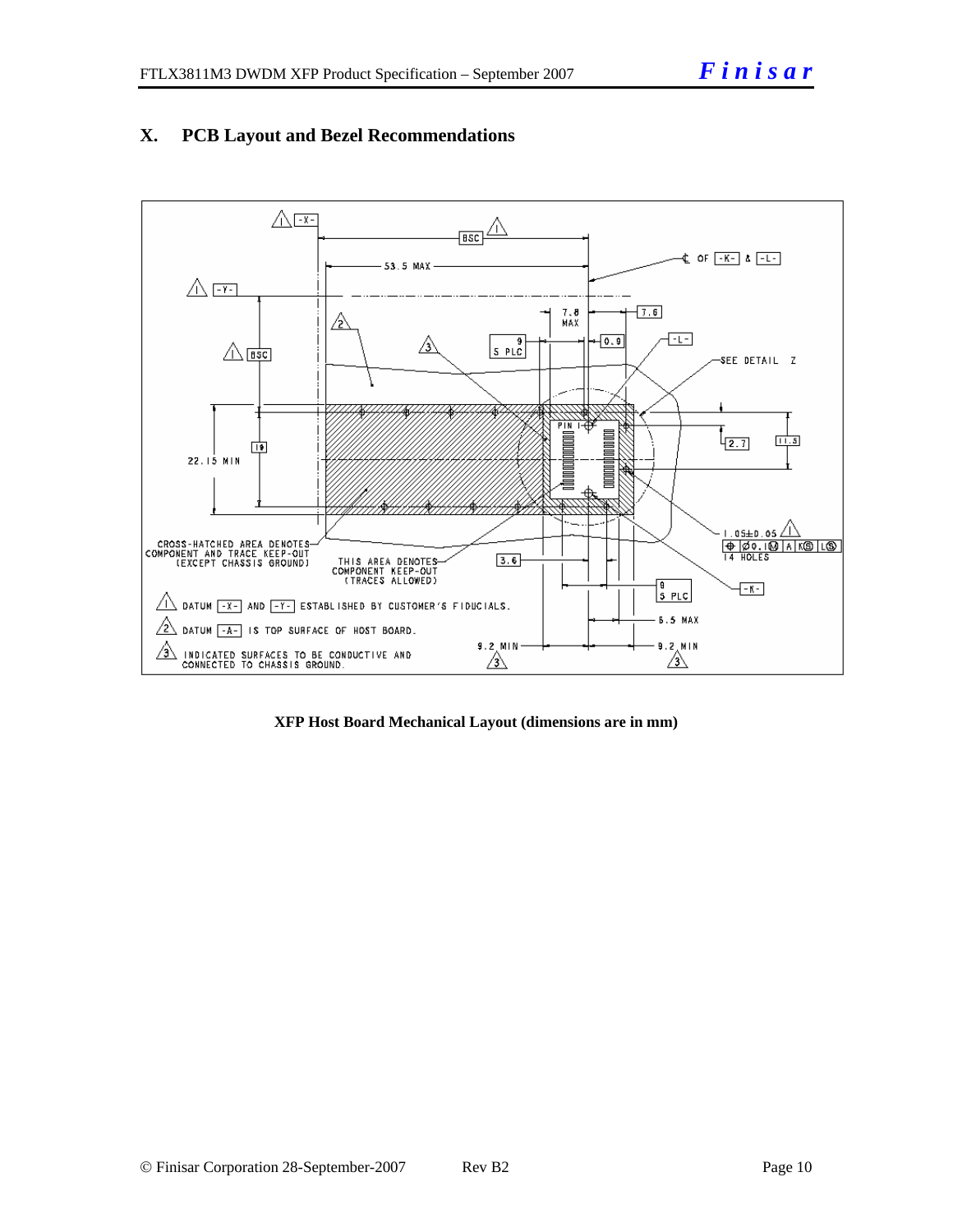## X. PCB Layout and Bezel Recommendations

**XFP Host Board Mechanical Layout (dimensions are in mm)**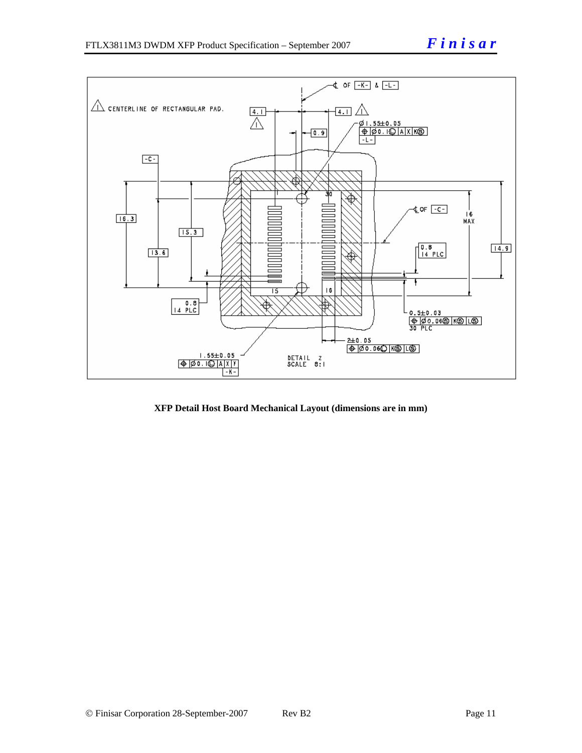XFP Detail Host Board Mechanical Layout (dimensions are in mm)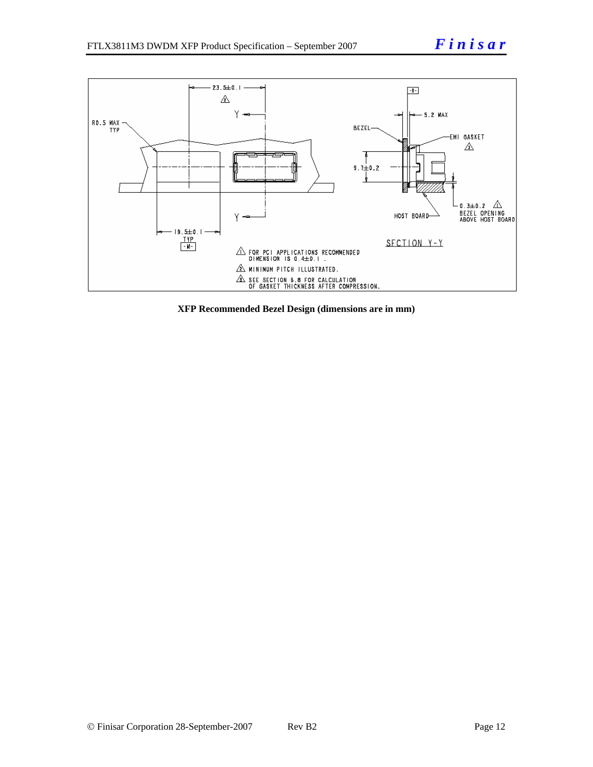**XFP Recommended Bezel Design (dimensions are in mm)**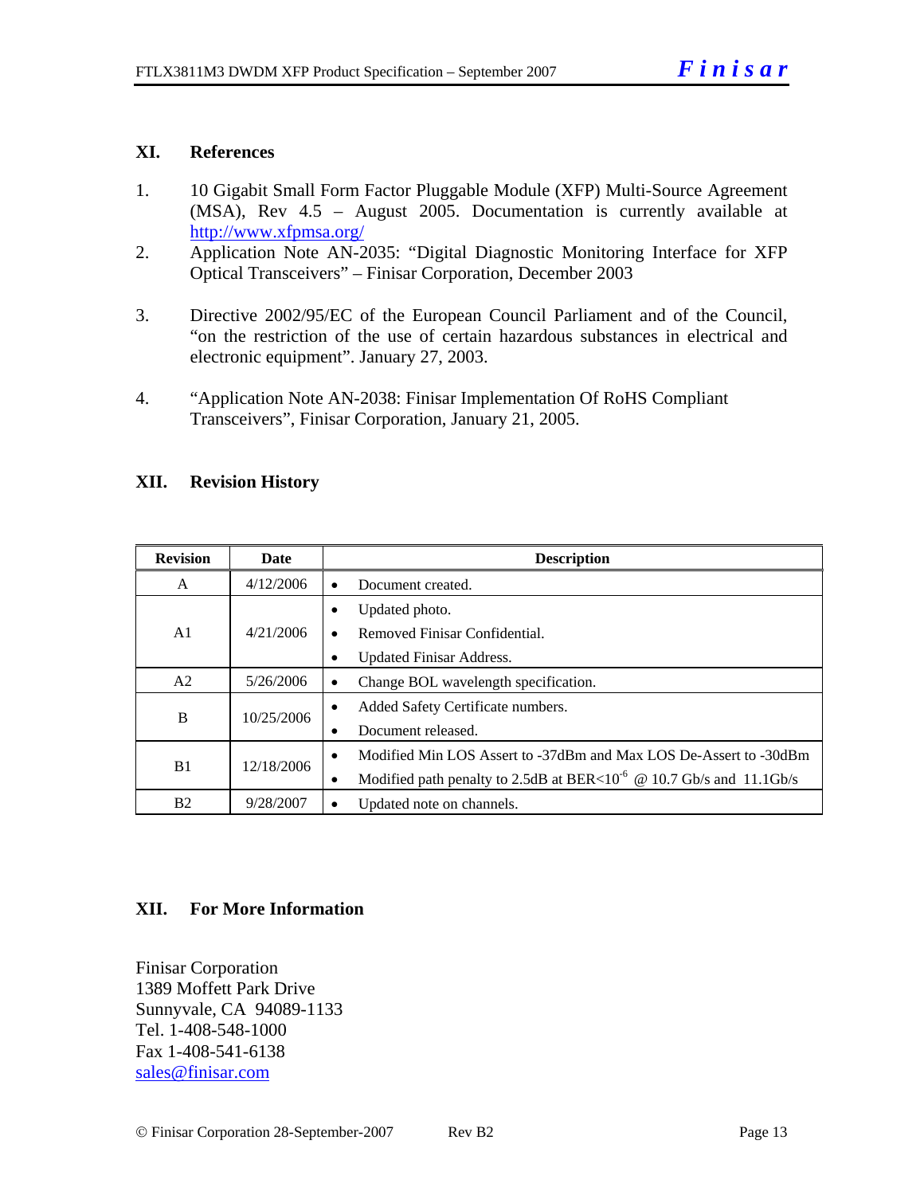## XI. References

1. 10 Gigabit Small Form Factor Pluggable Module (XFP) Multi-Source Agreement (MSA), Rev 4.5 – August 2005. Documentation is currently available at http://www.xfpmsa.org/
2. Application Note AN-2035: "Digital Diagnostic Monitoring Interface for XFP Optical Transceivers" – Finisar Corporation, December 2003
3. Directive 2002/95/EC of the European Council Parliament and of the Council, "on the restriction of the use of certain hazardous substances in electrical and electronic equipment". January 27, 2003.
4. "Application Note AN-2038: Finisar Implementation Of RoHS Compliant Transceivers", Finisar Corporation, January 21, 2005.

## XII. Revision History

| Revision | Date | Description |
|---|---|---|
| A | 4/12/2006 | • Document created. |
| A1 | 4/21/2006 | • Updated photo.<br>• Removed Finisar Confidential.<br>• Updated Finisar Address. |
| A2 | 5/26/2006 | • Change BOL wavelength specification. |
| B | 10/25/2006 | • Added Safety Certificate numbers.<br>• Document released. |
| B1 | 12/18/2006 | • Modified Min LOS Assert to -37dBm and Max LOS De-Assert to -30dBm<br>• Modified path penalty to 2.5dB at BER<$10^{-6}$ @ 10.7 Gb/s and 11.1Gb/s |
| B2 | 9/28/2007 | • Updated note on channels. |

## XII. For More Information

Finisar Corporation
1389 Moffett Park Drive
Sunnyvale, CA 94089-1133
Tel. 1-408-548-1000
Fax 1-408-541-6138
sales@finisar.com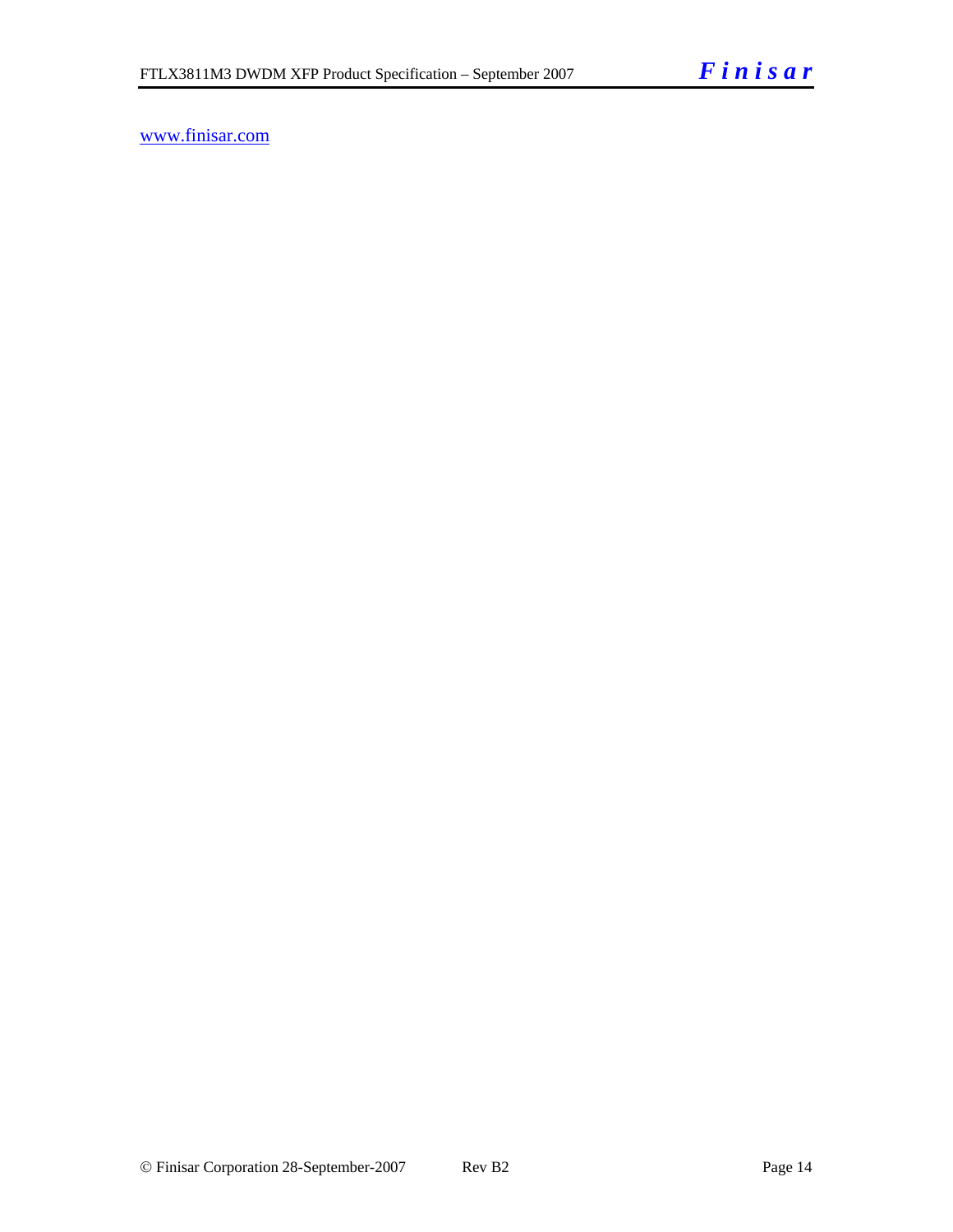[www.finisar.com](http://www.finisar.com)